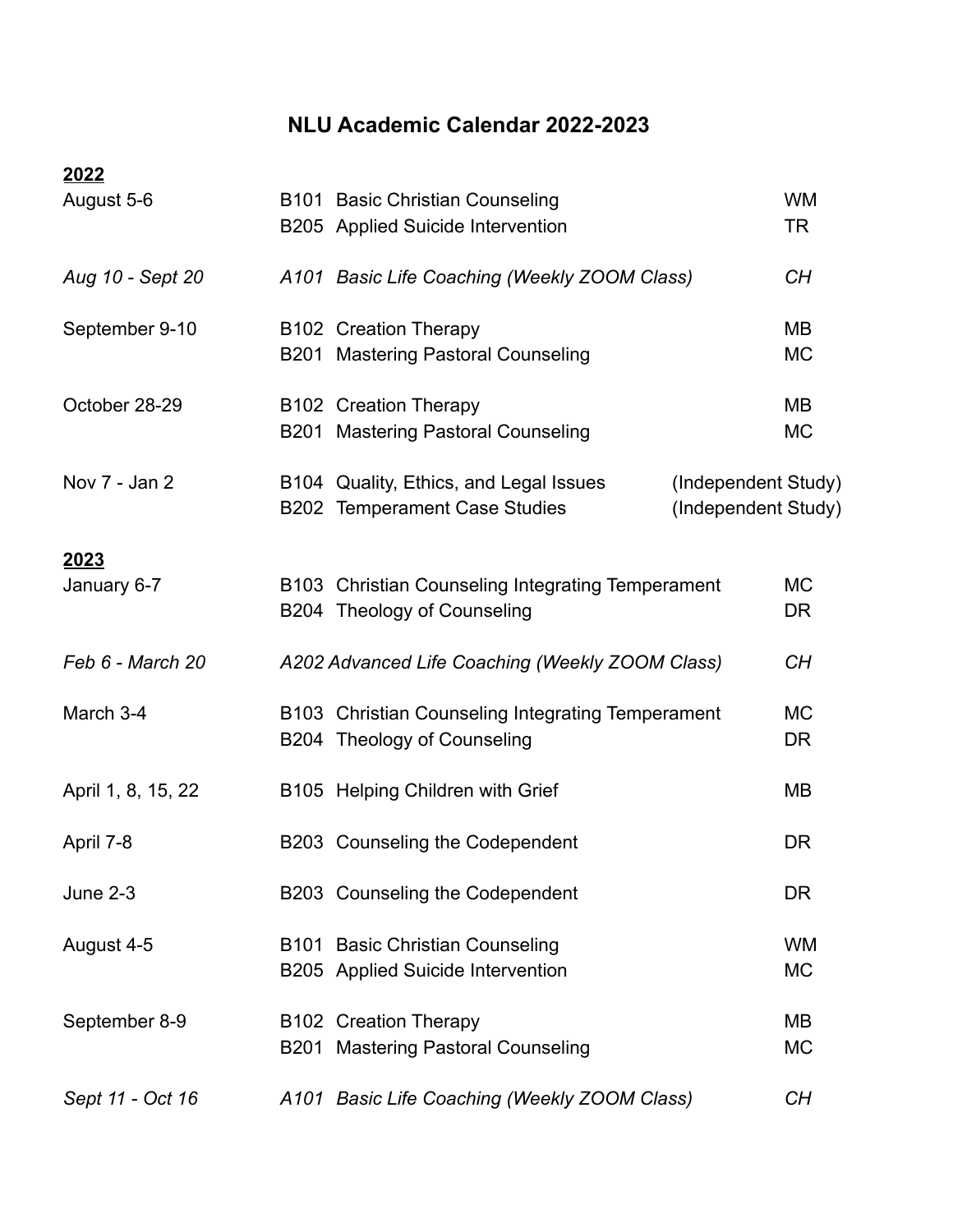# NLU Academic Calendar 2022-2023

**2022**

| Date | Course | Instructor |
|---|---|---|
| August 5-6 | B101 Basic Christian Counseling | WM |
| | B205 Applied Suicide Intervention | TR |
| *Aug 10 - Sept 20* | *A101 Basic Life Coaching (Weekly ZOOM Class)* | *CH* |
| September 9-10 | B102 Creation Therapy | MB |
| | B201 Mastering Pastoral Counseling | MC |
| October 28-29 | B102 Creation Therapy | MB |
| | B201 Mastering Pastoral Counseling | MC |
| Nov 7 - Jan 2 | B104 Quality, Ethics, and Legal Issues | (Independent Study) |
| | B202 Temperament Case Studies | (Independent Study) |

**2023**

| Date | Course | Instructor |
|---|---|---|
| January 6-7 | B103 Christian Counseling Integrating Temperament | MC |
| | B204 Theology of Counseling | DR |
| *Feb 6 - March 20* | *A202 Advanced Life Coaching (Weekly ZOOM Class)* | *CH* |
| March 3-4 | B103 Christian Counseling Integrating Temperament | MC |
| | B204 Theology of Counseling | DR |
| April 1, 8, 15, 22 | B105 Helping Children with Grief | MB |
| April 7-8 | B203 Counseling the Codependent | DR |
| June 2-3 | B203 Counseling the Codependent | DR |
| August 4-5 | B101 Basic Christian Counseling | WM |
| | B205 Applied Suicide Intervention | MC |
| September 8-9 | B102 Creation Therapy | MB |
| | B201 Mastering Pastoral Counseling | MC |
| *Sept 11 - Oct 16* | *A101 Basic Life Coaching (Weekly ZOOM Class)* | *CH* |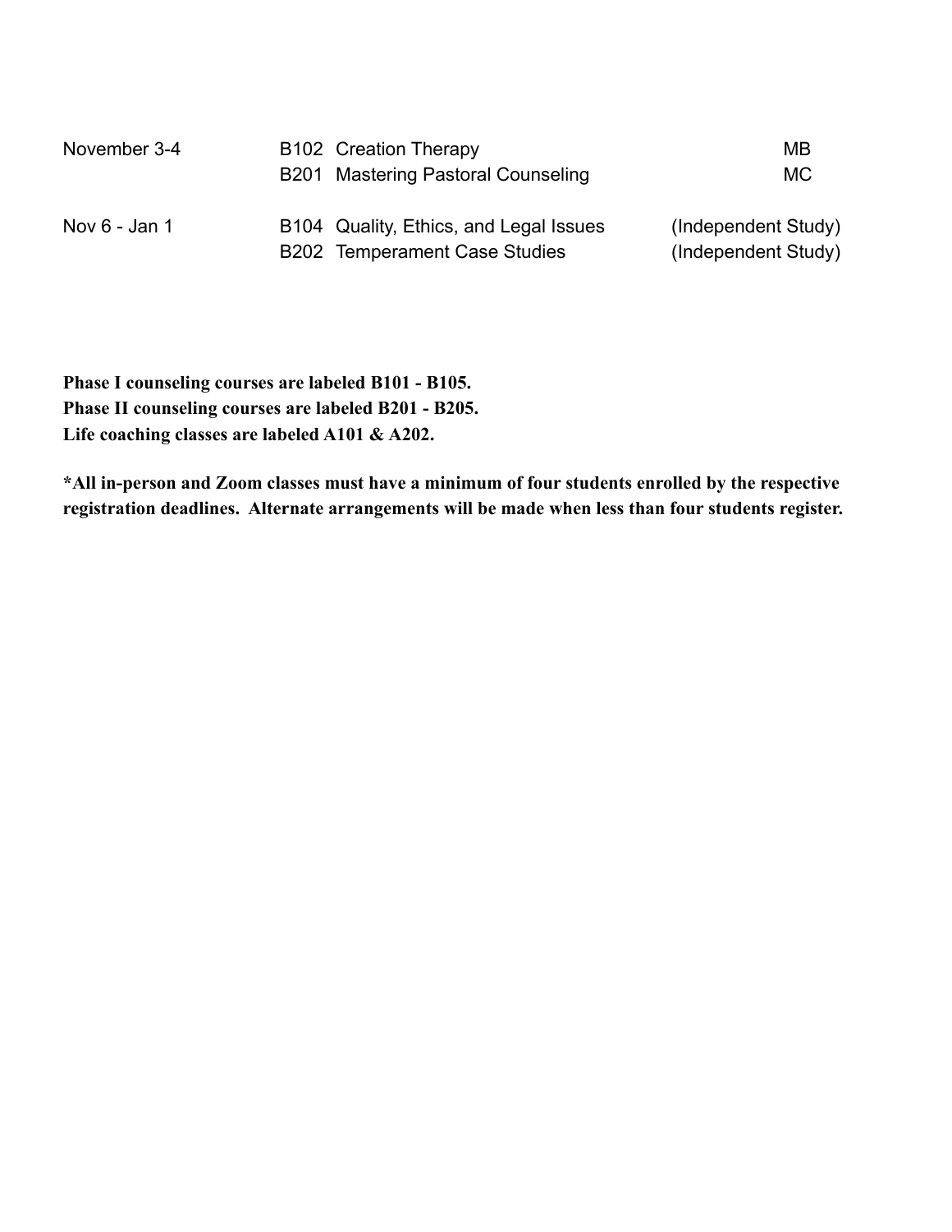| | | |
|---|---|---|
| November 3-4 | B102 Creation Therapy | MB |
| | B201 Mastering Pastoral Counseling | MC |
| Nov 6 - Jan 1 | B104 Quality, Ethics, and Legal Issues | (Independent Study) |
| | B202 Temperament Case Studies | (Independent Study) |

**Phase I counseling courses are labeled B101 - B105.**
**Phase II counseling courses are labeled B201 - B205.**
**Life coaching classes are labeled A101 & A202.**

**\*All in-person and Zoom classes must have a minimum of four students enrolled by the respective registration deadlines. Alternate arrangements will be made when less than four students register.**